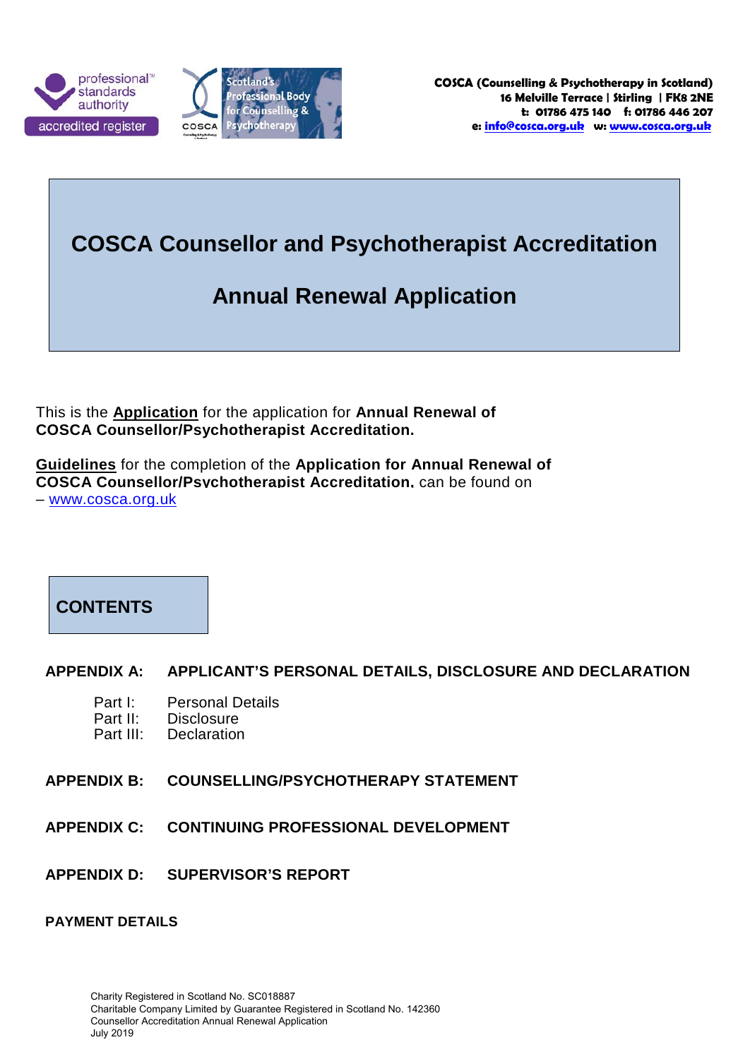COSCA (Counselling & Psychotherapy in Scotland)
16 Melville Terrace | Stirling | FK8 2NE
t: 01786 475 140 f: 01786 446 207
e: info@cosca.org.uk w: www.cosca.org.uk

# COSCA Counsellor and Psychotherapist Accreditation

# Annual Renewal Application

This is the **Application** for the application for **Annual Renewal of COSCA Counsellor/Psychotherapist Accreditation.**

**Guidelines** for the completion of the **Application for Annual Renewal of COSCA Counsellor/Psychotherapist Accreditation**, can be found on – www.cosca.org.uk

## CONTENTS

**APPENDIX A: APPLICANT'S PERSONAL DETAILS, DISCLOSURE AND DECLARATION**

- Part I: Personal Details
- Part II: Disclosure
- Part III: Declaration

**APPENDIX B: COUNSELLING/PSYCHOTHERAPY STATEMENT**

**APPENDIX C: CONTINUING PROFESSIONAL DEVELOPMENT**

**APPENDIX D: SUPERVISOR'S REPORT**

**PAYMENT DETAILS**

Charity Registered in Scotland No. SC018887
Charitable Company Limited by Guarantee Registered in Scotland No. 142360
Counsellor Accreditation Annual Renewal Application
July 2019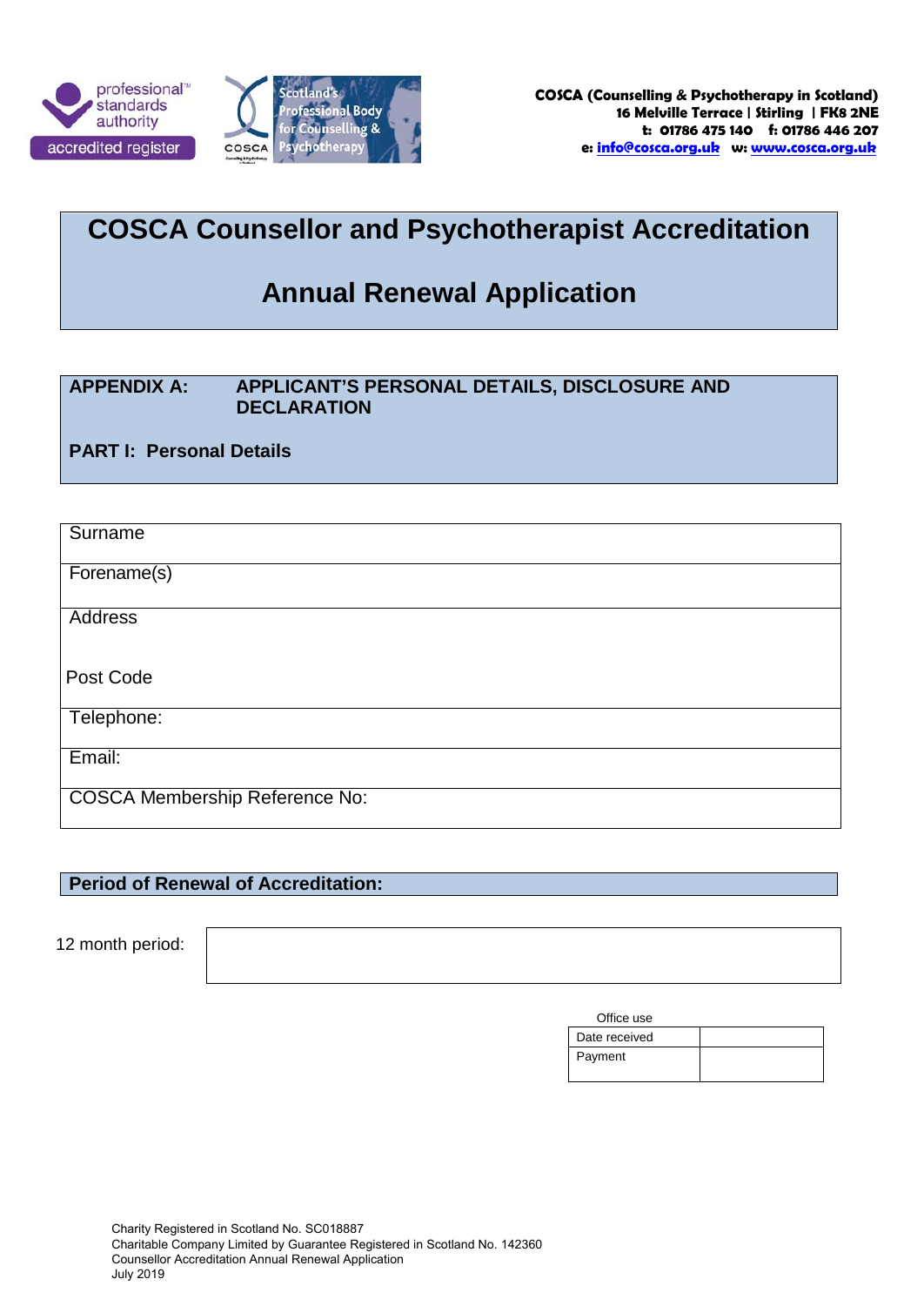COSCA (Counselling & Psychotherapy in Scotland)
16 Melville Terrace | Stirling | FK8 2NE
t: 01786 475 140 f: 01786 446 207
e: info@cosca.org.uk w: www.cosca.org.uk

# COSCA Counsellor and Psychotherapist Accreditation

# Annual Renewal Application

## APPENDIX A: APPLICANT'S PERSONAL DETAILS, DISCLOSURE AND DECLARATION

### PART I: Personal Details

| | |
|---|---|
| Surname | |
| Forename(s) | |
| Address<br><br>Post Code | |
| Telephone: | |
| Email: | |
| COSCA Membership Reference No: | |

### Period of Renewal of Accreditation:

| | |
|---|---|
| 12 month period: | |

Office use

| | |
|---|---|
| Date received | |
| Payment | |

Charity Registered in Scotland No. SC018887
Charitable Company Limited by Guarantee Registered in Scotland No. 142360
Counsellor Accreditation Annual Renewal Application
July 2019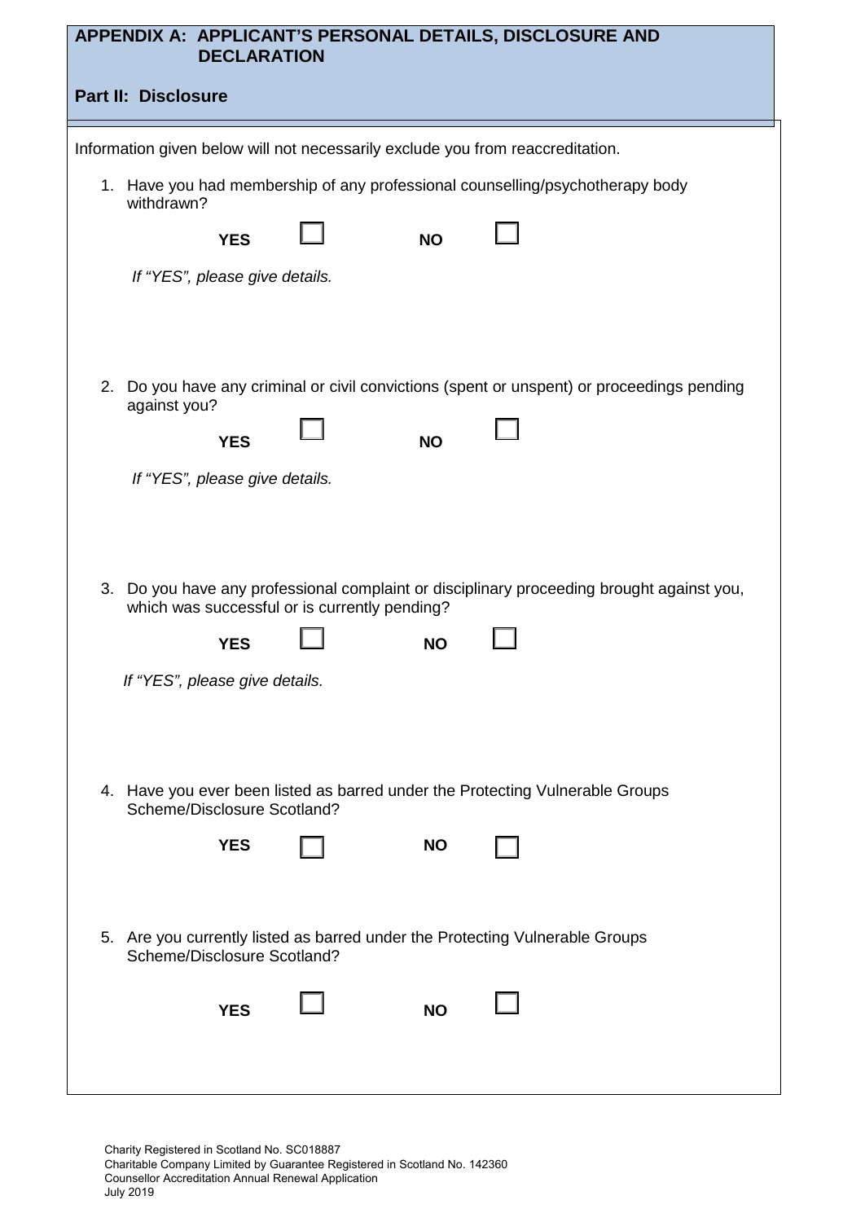## APPENDIX A: APPLICANT'S PERSONAL DETAILS, DISCLOSURE AND DECLARATION

### Part II: Disclosure

Information given below will not necessarily exclude you from reaccreditation.

1. Have you had membership of any professional counselling/psychotherapy body withdrawn?

   **YES** ☐ **NO** ☐

   *If "YES", please give details.*

2. Do you have any criminal or civil convictions (spent or unspent) or proceedings pending against you?

   **YES** ☐ **NO** ☐

   *If "YES", please give details.*

3. Do you have any professional complaint or disciplinary proceeding brought against you, which was successful or is currently pending?

   **YES** ☐ **NO** ☐

   *If "YES", please give details.*

4. Have you ever been listed as barred under the Protecting Vulnerable Groups Scheme/Disclosure Scotland?

   **YES** ☐ **NO** ☐

5. Are you currently listed as barred under the Protecting Vulnerable Groups Scheme/Disclosure Scotland?

   **YES** ☐ **NO** ☐

Charity Registered in Scotland No. SC018887
Charitable Company Limited by Guarantee Registered in Scotland No. 142360
Counsellor Accreditation Annual Renewal Application
July 2019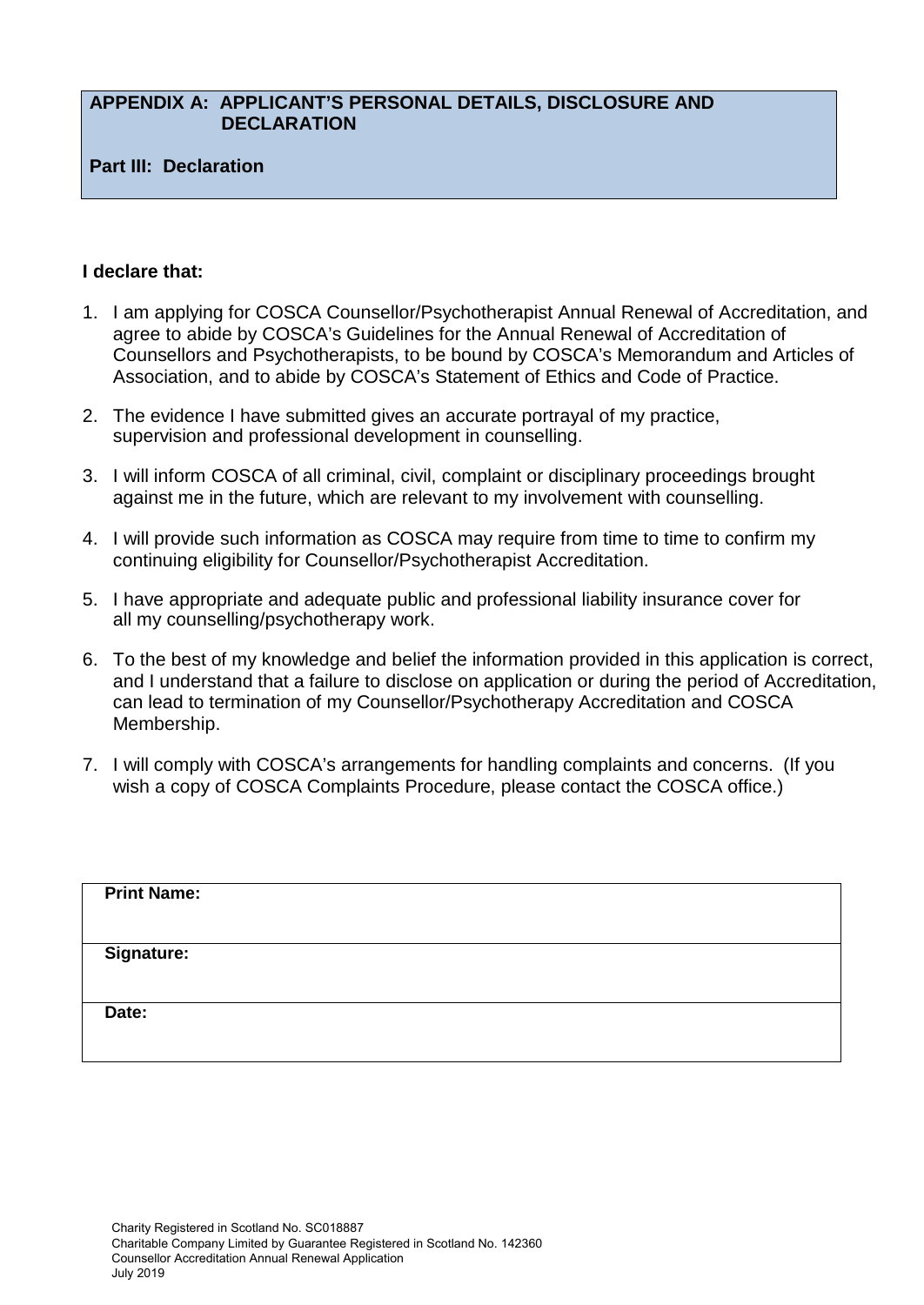## APPENDIX A: APPLICANT'S PERSONAL DETAILS, DISCLOSURE AND DECLARATION

### Part III: Declaration

**I declare that:**

1. I am applying for COSCA Counsellor/Psychotherapist Annual Renewal of Accreditation, and agree to abide by COSCA's Guidelines for the Annual Renewal of Accreditation of Counsellors and Psychotherapists, to be bound by COSCA's Memorandum and Articles of Association, and to abide by COSCA's Statement of Ethics and Code of Practice.
2. The evidence I have submitted gives an accurate portrayal of my practice, supervision and professional development in counselling.
3. I will inform COSCA of all criminal, civil, complaint or disciplinary proceedings brought against me in the future, which are relevant to my involvement with counselling.
4. I will provide such information as COSCA may require from time to time to confirm my continuing eligibility for Counsellor/Psychotherapist Accreditation.
5. I have appropriate and adequate public and professional liability insurance cover for all my counselling/psychotherapy work.
6. To the best of my knowledge and belief the information provided in this application is correct, and I understand that a failure to disclose on application or during the period of Accreditation, can lead to termination of my Counsellor/Psychotherapy Accreditation and COSCA Membership.
7. I will comply with COSCA's arrangements for handling complaints and concerns. (If you wish a copy of COSCA Complaints Procedure, please contact the COSCA office.)

| **Print Name:** |
|---|
| **Signature:** |
| **Date:** |

Charity Registered in Scotland No. SC018887
Charitable Company Limited by Guarantee Registered in Scotland No. 142360
Counsellor Accreditation Annual Renewal Application
July 2019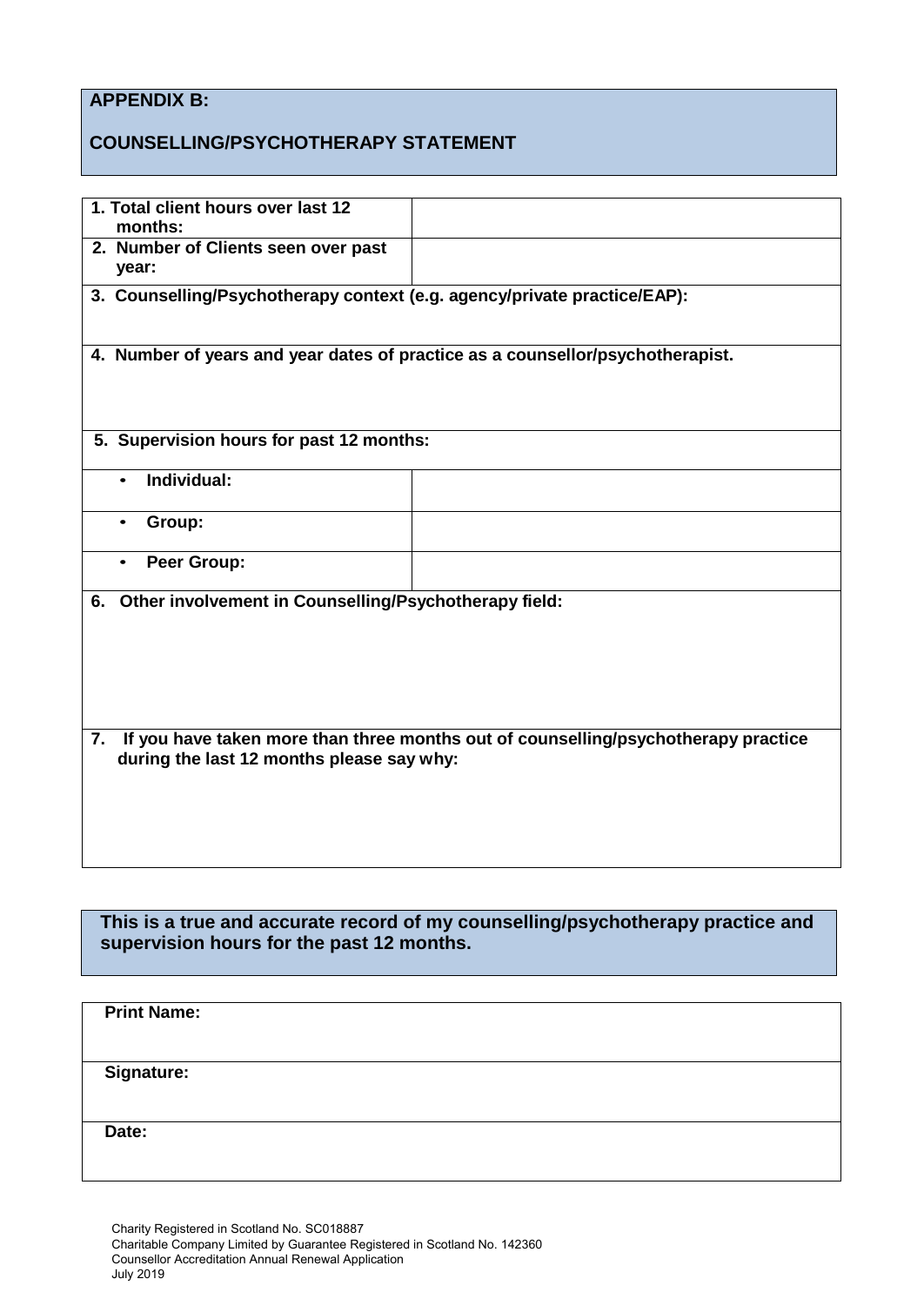## APPENDIX B:

## COUNSELLING/PSYCHOTHERAPY STATEMENT

| | |
|---|---|
| **1. Total client hours over last 12 months:** | |
| **2. Number of Clients seen over past year:** | |
| **3. Counselling/Psychotherapy context (e.g. agency/private practice/EAP):** | |
| **4. Number of years and year dates of practice as a counsellor/psychotherapist.** | |
| **5. Supervision hours for past 12 months:** | |
| • **Individual:** | |
| • **Group:** | |
| • **Peer Group:** | |
| **6. Other involvement in Counselling/Psychotherapy field:** | |
| **7. If you have taken more than three months out of counselling/psychotherapy practice during the last 12 months please say why:** | |

**This is a true and accurate record of my counselling/psychotherapy practice and supervision hours for the past 12 months.**

| | |
|---|---|
| **Print Name:** | |
| **Signature:** | |
| **Date:** | |

Charity Registered in Scotland No. SC018887
Charitable Company Limited by Guarantee Registered in Scotland No. 142360
Counsellor Accreditation Annual Renewal Application
July 2019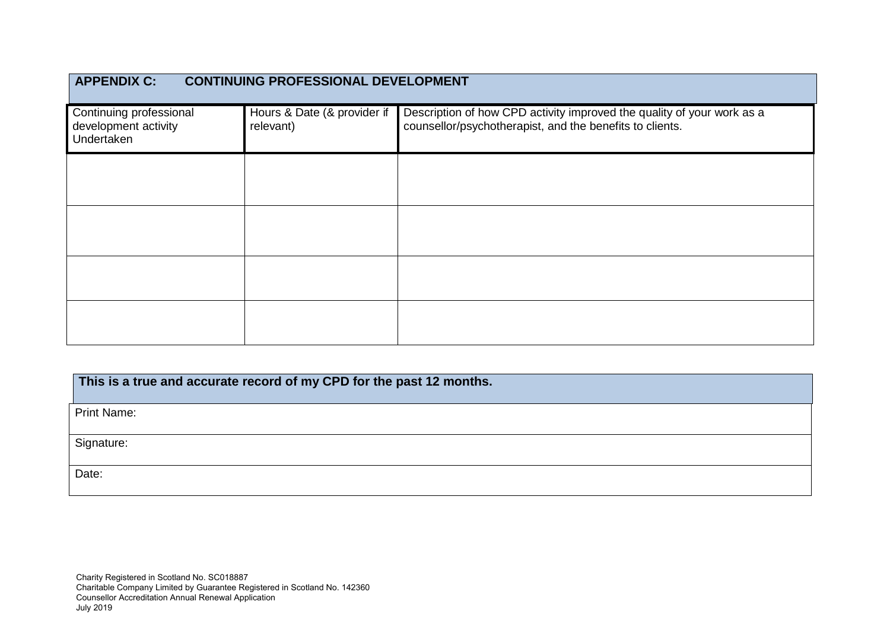## APPENDIX C: CONTINUING PROFESSIONAL DEVELOPMENT

| Continuing professional development activity Undertaken | Hours & Date (& provider if relevant) | Description of how CPD activity improved the quality of your work as a counsellor/psychotherapist, and the benefits to clients. |
|---|---|---|
| | | |
| | | |
| | | |
| | | |

| **This is a true and accurate record of my CPD for the past 12 months.** |
|---|
| Print Name: |
| Signature: |
| Date: |

Charity Registered in Scotland No. SC018887
Charitable Company Limited by Guarantee Registered in Scotland No. 142360
Counsellor Accreditation Annual Renewal Application
July 2019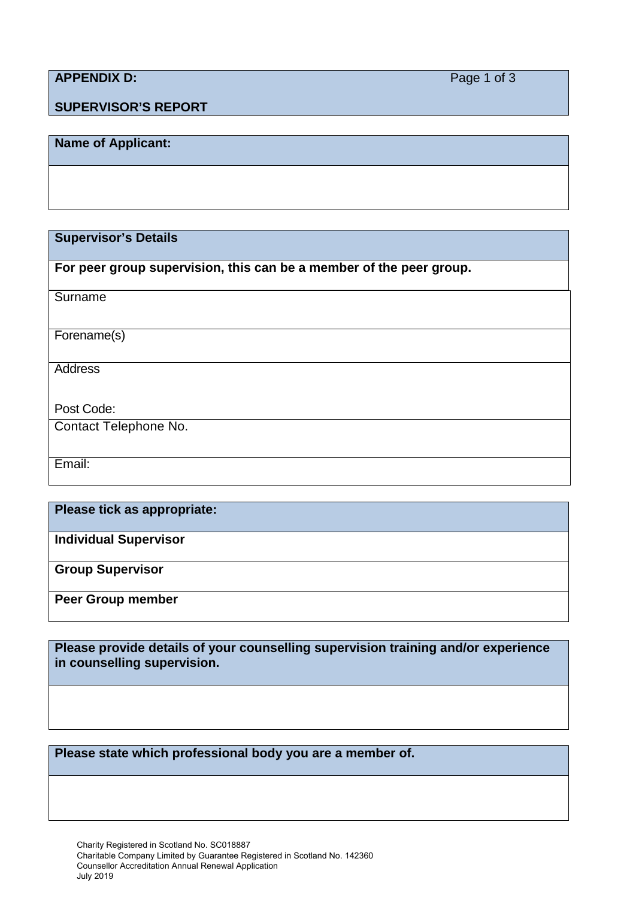**APPENDIX D:**

**SUPERVISOR'S REPORT**

| **Name of Applicant:** |
| --- |
| |

| **Supervisor's Details** |
| --- |
| **For peer group supervision, this can be a member of the peer group.** |
| Surname |
| Forename(s) |
| Address<br><br>Post Code: |
| Contact Telephone No. |
| Email: |

| **Please tick as appropriate:** |
| --- |
| **Individual Supervisor** |
| **Group Supervisor** |
| **Peer Group member** |

| **Please provide details of your counselling supervision training and/or experience in counselling supervision.** |
| --- |
| |

| **Please state which professional body you are a member of.** |
| --- |
| |

Charity Registered in Scotland No. SC018887
Charitable Company Limited by Guarantee Registered in Scotland No. 142360
Counsellor Accreditation Annual Renewal Application
July 2019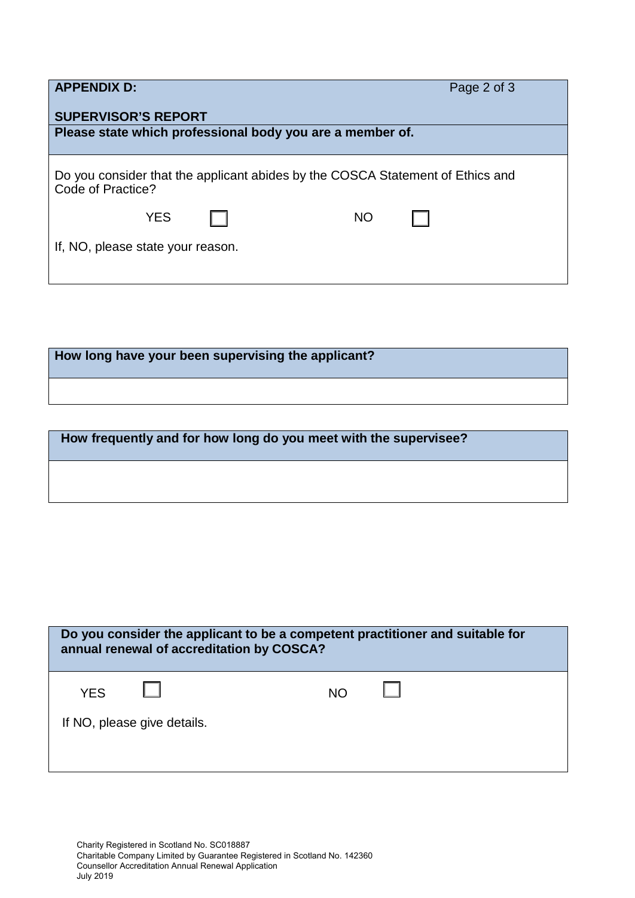**APPENDIX D:**

**SUPERVISOR'S REPORT**

**Please state which professional body you are a member of.**

Do you consider that the applicant abides by the COSCA Statement of Ethics and Code of Practice?

YES ☐ NO ☐

If, NO, please state your reason.

**How long have your been supervising the applicant?**

**How frequently and for how long do you meet with the supervisee?**

**Do you consider the applicant to be a competent practitioner and suitable for annual renewal of accreditation by COSCA?**

YES ☐ NO ☐

If NO, please give details.

Charity Registered in Scotland No. SC018887
Charitable Company Limited by Guarantee Registered in Scotland No. 142360
Counsellor Accreditation Annual Renewal Application
July 2019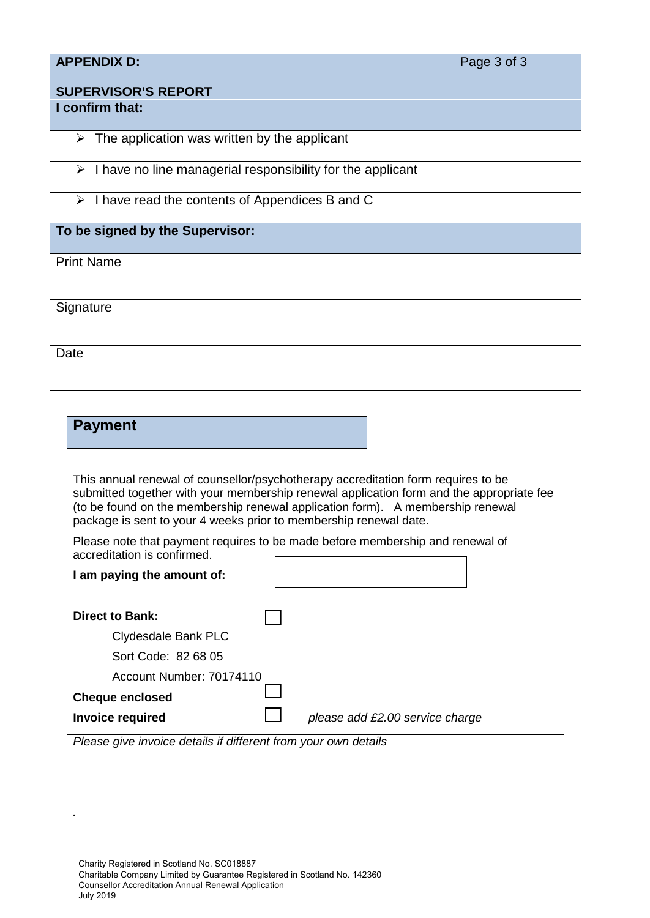## APPENDIX D:

## SUPERVISOR'S REPORT

**I confirm that:**

- The application was written by the applicant
- I have no line managerial responsibility for the applicant
- I have read the contents of Appendices B and C

**To be signed by the Supervisor:**

| | |
|---|---|
| Print Name | |
| Signature | |
| Date | |

## Payment

This annual renewal of counsellor/psychotherapy accreditation form requires to be submitted together with your membership renewal application form and the appropriate fee (to be found on the membership renewal application form). A membership renewal package is sent to your 4 weeks prior to membership renewal date.

Please note that payment requires to be made before membership and renewal of accreditation is confirmed.

**I am paying the amount of:** ____________

**Direct to Bank:** ☐

Clydesdale Bank PLC

Sort Code: 82 68 05

Account Number: 70174110

**Cheque enclosed** ☐

**Invoice required** ☐ *please add £2.00 service charge*

*Please give invoice details if different from your own details*

.

Charity Registered in Scotland No. SC018887
Charitable Company Limited by Guarantee Registered in Scotland No. 142360
Counsellor Accreditation Annual Renewal Application
July 2019